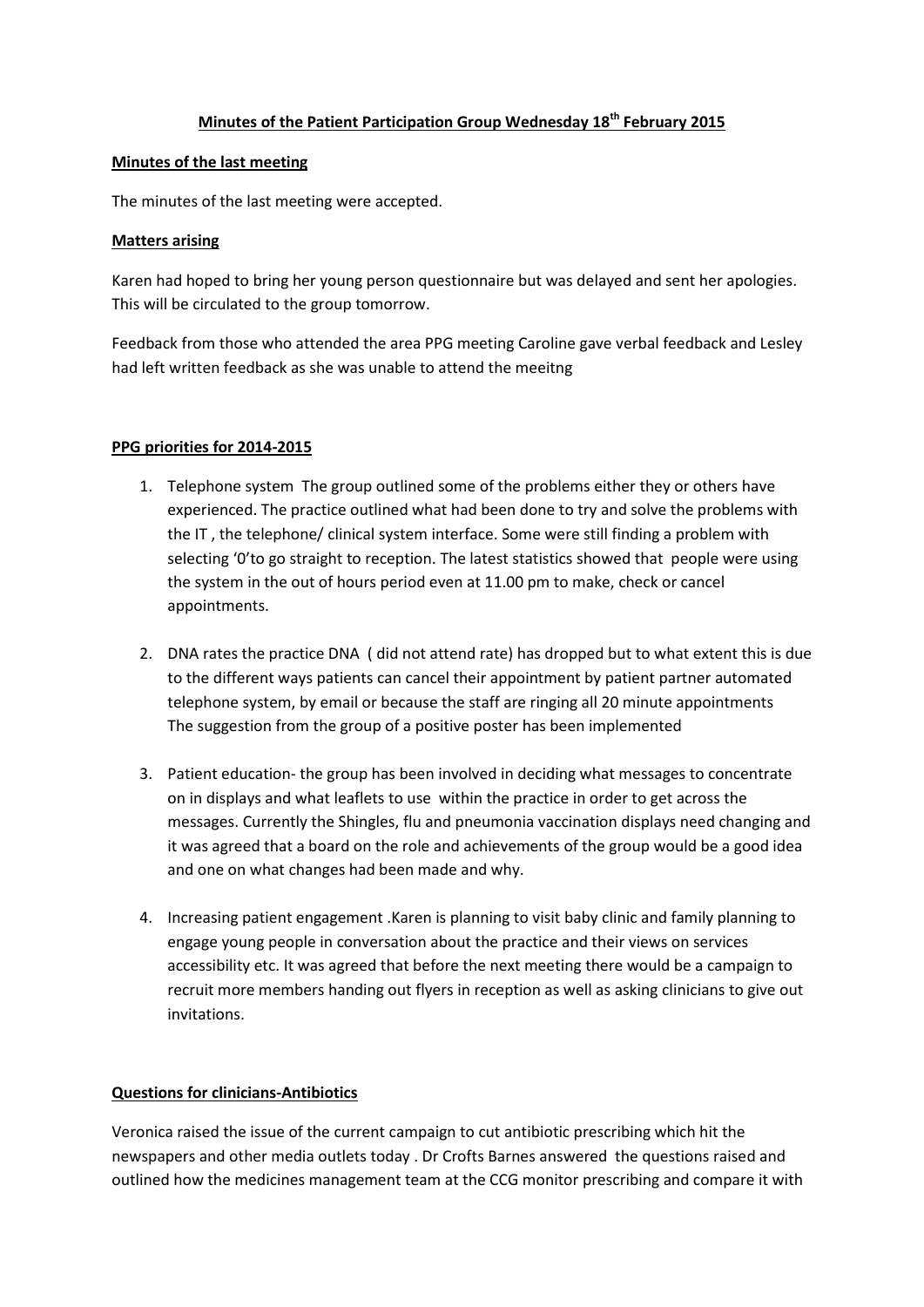# Minutes of the Patient Participation Group Wednesday 18th February 2015

## Minutes of the last meeting

The minutes of the last meeting were accepted.

## Matters arising

Karen had hoped to bring her young person questionnaire but was delayed and sent her apologies. This will be circulated to the group tomorrow.

Feedback from those who attended the area PPG meeting Caroline gave verbal feedback and Lesley had left written feedback as she was unable to attend the meeitng

## PPG priorities for 2014-2015

1. Telephone system The group outlined some of the problems either they or others have experienced. The practice outlined what had been done to try and solve the problems with the IT , the telephone/ clinical system interface. Some were still finding a problem with selecting '0'to go straight to reception. The latest statistics showed that people were using the system in the out of hours period even at 11.00 pm to make, check or cancel appointments.

2. DNA rates the practice DNA ( did not attend rate) has dropped but to what extent this is due to the different ways patients can cancel their appointment by patient partner automated telephone system, by email or because the staff are ringing all 20 minute appointments  
   The suggestion from the group of a positive poster has been implemented

3. Patient education- the group has been involved in deciding what messages to concentrate on in displays and what leaflets to use within the practice in order to get across the messages. Currently the Shingles, flu and pneumonia vaccination displays need changing and it was agreed that a board on the role and achievements of the group would be a good idea and one on what changes had been made and why.

4. Increasing patient engagement .Karen is planning to visit baby clinic and family planning to engage young people in conversation about the practice and their views on services accessibility etc. It was agreed that before the next meeting there would be a campaign to recruit more members handing out flyers in reception as well as asking clinicians to give out invitations.

## Questions for clinicians-Antibiotics

Veronica raised the issue of the current campaign to cut antibiotic prescribing which hit the newspapers and other media outlets today . Dr Crofts Barnes answered the questions raised and outlined how the medicines management team at the CCG monitor prescribing and compare it with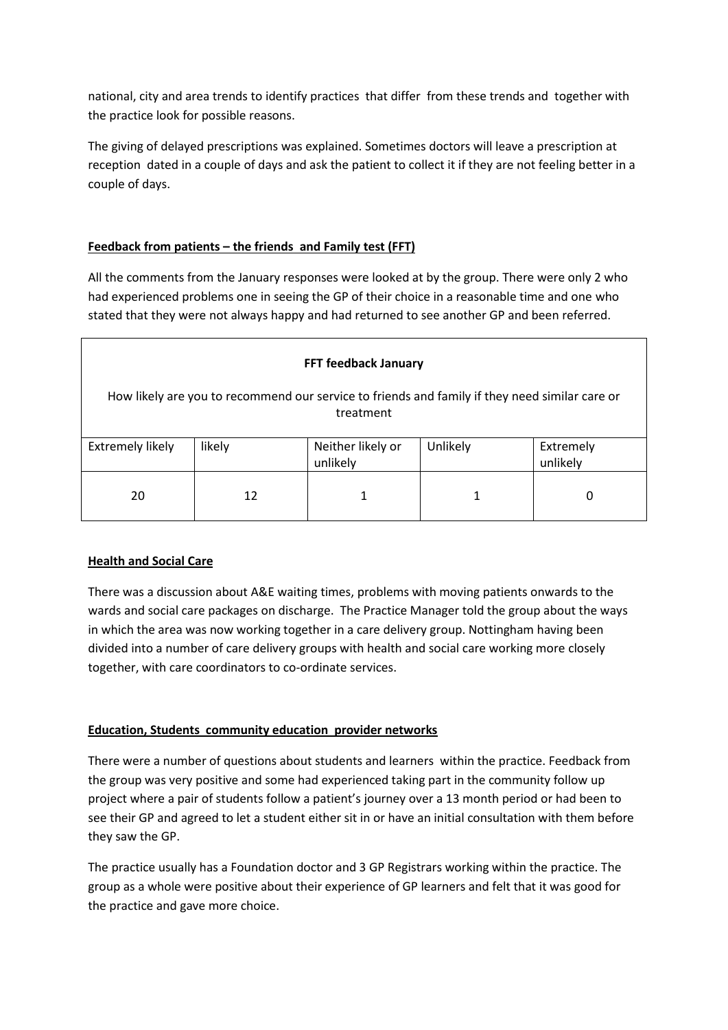national, city and area trends to identify practices that differ from these trends and together with the practice look for possible reasons.

The giving of delayed prescriptions was explained. Sometimes doctors will leave a prescription at reception dated in a couple of days and ask the patient to collect it if they are not feeling better in a couple of days.

**Feedback from patients – the friends and Family test (FFT)**

All the comments from the January responses were looked at by the group. There were only 2 who had experienced problems one in seeing the GP of their choice in a reasonable time and one who stated that they were not always happy and had returned to see another GP and been referred.

| **FFT feedback January**<br>How likely are you to recommend our service to friends and family if they need similar care or treatment | | | | |
|---|---|---|---|---|
| Extremely likely | likely | Neither likely or unlikely | Unlikely | Extremely unlikely |
| 20 | 12 | 1 | 1 | 0 |

**Health and Social Care**

There was a discussion about A&E waiting times, problems with moving patients onwards to the wards and social care packages on discharge. The Practice Manager told the group about the ways in which the area was now working together in a care delivery group. Nottingham having been divided into a number of care delivery groups with health and social care working more closely together, with care coordinators to co-ordinate services.

**Education, Students community education provider networks**

There were a number of questions about students and learners within the practice. Feedback from the group was very positive and some had experienced taking part in the community follow up project where a pair of students follow a patient's journey over a 13 month period or had been to see their GP and agreed to let a student either sit in or have an initial consultation with them before they saw the GP.

The practice usually has a Foundation doctor and 3 GP Registrars working within the practice. The group as a whole were positive about their experience of GP learners and felt that it was good for the practice and gave more choice.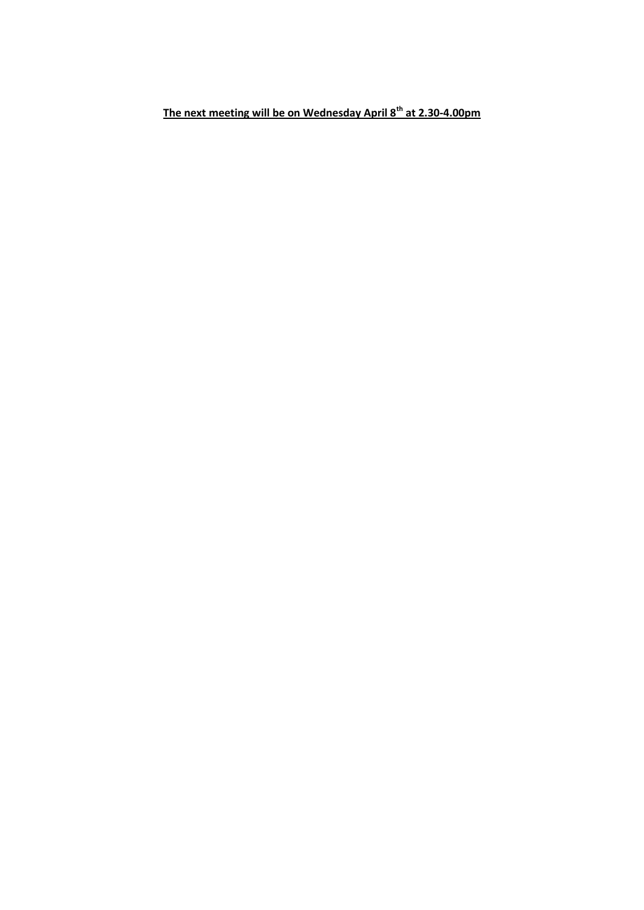**The next meeting will be on Wednesday April 8th at 2.30-4.00pm**